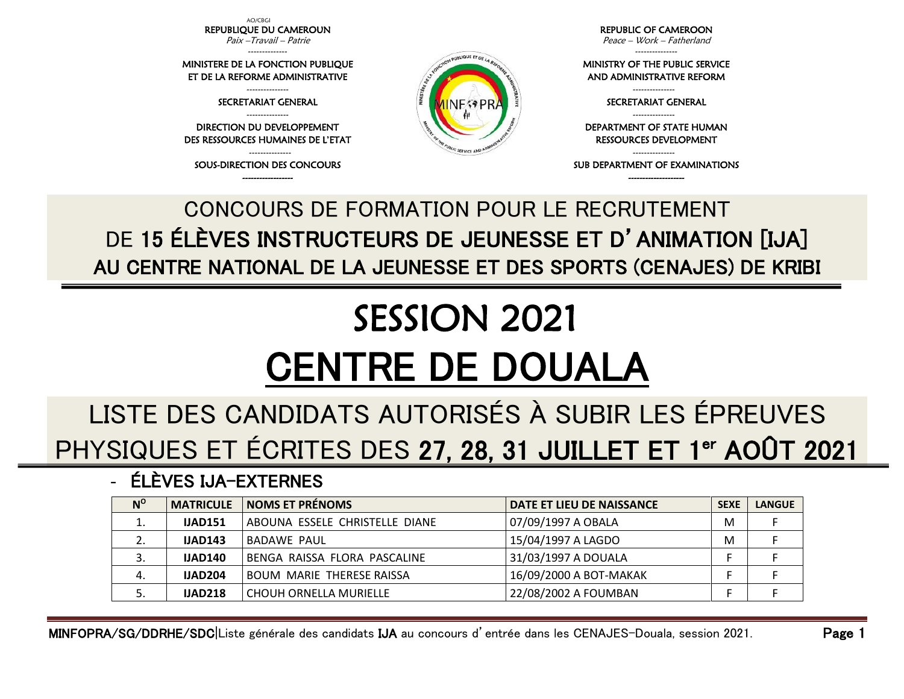AO/CBGI

REPUBLIQUE DU CAMEROUN
*Paix –Travail – Patrie*

MINISTERE DE LA FONCTION PUBLIQUE ET DE LA REFORME ADMINISTRATIVE

SECRETARIAT GENERAL

DIRECTION DU DEVELOPPEMENT DES RESSOURCES HUMAINES DE L'ETAT

SOUS-DIRECTION DES CONCOURS

REPUBLIC OF CAMEROON
*Peace – Work – Fatherland*

MINISTRY OF THE PUBLIC SERVICE AND ADMINISTRATIVE REFORM

SECRETARIAT GENERAL

DEPARTMENT OF STATE HUMAN RESSOURCES DEVELOPMENT

SUB DEPARTMENT OF EXAMINATIONS

## CONCOURS DE FORMATION POUR LE RECRUTEMENT DE **15 ÉLÈVES INSTRUCTEURS DE JEUNESSE ET D'ANIMATION [IJA]** **AU CENTRE NATIONAL DE LA JEUNESSE ET DES SPORTS (CENAJES) DE KRIBI**

# SESSION 2021

# CENTRE DE DOUALA

## LISTE DES CANDIDATS AUTORISÉS À SUBIR LES ÉPREUVES PHYSIQUES ET ÉCRITES DES **27, 28, 31 JUILLET ET 1er AOÛT 2021**

- **ÉLÈVES IJA-EXTERNES**

| N° | MATRICULE | NOMS ET PRÉNOMS | DATE ET LIEU DE NAISSANCE | SEXE | LANGUE |
|---|---|---|---|---|---|
| 1. | **IJAD151** | ABOUNA ESSELE CHRISTELLE DIANE | 07/09/1997 A OBALA | M | F |
| 2. | **IJAD143** | BADAWE PAUL | 15/04/1997 A LAGDO | M | F |
| 3. | **IJAD140** | BENGA RAISSA FLORA PASCALINE | 31/03/1997 A DOUALA | F | F |
| 4. | **IJAD204** | BOUM MARIE THERESE RAISSA | 16/09/2000 A BOT-MAKAK | F | F |
| 5. | **IJAD218** | CHOUH ORNELLA MURIELLE | 22/08/2002 A FOUMBAN | F | F |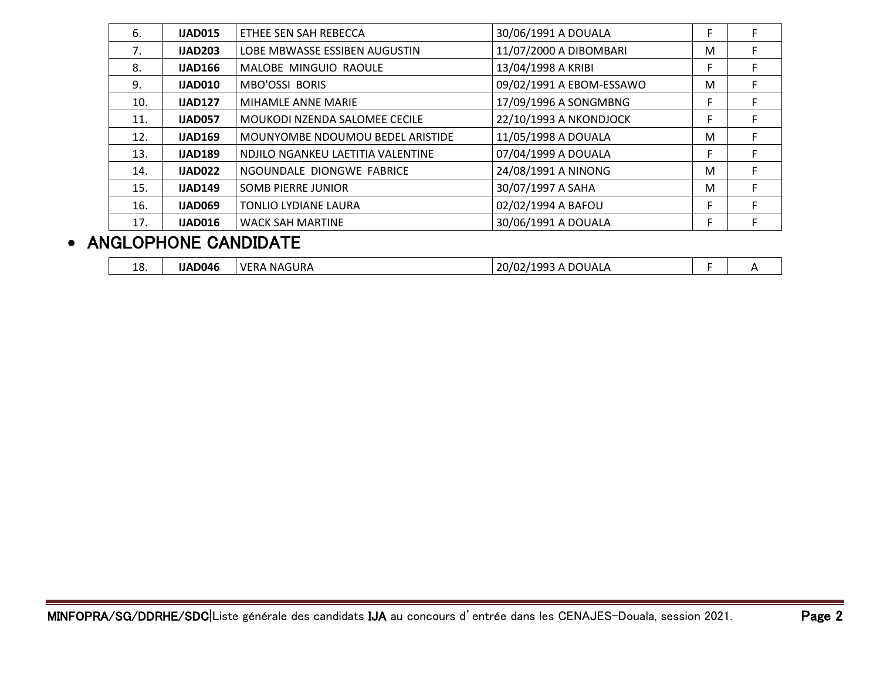| | | | | | |
|---|---|---|---|---|---|
| 6. | **IJAD015** | ETHEE SEN SAH REBECCA | 30/06/1991 A DOUALA | F | F |
| 7. | **IJAD203** | LOBE MBWASSE ESSIBEN AUGUSTIN | 11/07/2000 A DIBOMBARI | M | F |
| 8. | **IJAD166** | MALOBE MINGUIO RAOULE | 13/04/1998 A KRIBI | F | F |
| 9. | **IJAD010** | MBO'OSSI BORIS | 09/02/1991 A EBOM-ESSAWO | M | F |
| 10. | **IJAD127** | MIHAMLE ANNE MARIE | 17/09/1996 A SONGMBNG | F | F |
| 11. | **IJAD057** | MOUKODI NZENDA SALOMEE CECILE | 22/10/1993 A NKONDJOCK | F | F |
| 12. | **IJAD169** | MOUNYOMBE NDOUMOU BEDEL ARISTIDE | 11/05/1998 A DOUALA | M | F |
| 13. | **IJAD189** | NDJILO NGANKEU LAETITIA VALENTINE | 07/04/1999 A DOUALA | F | F |
| 14. | **IJAD022** | NGOUNDALE DIONGWE FABRICE | 24/08/1991 A NINONG | M | F |
| 15. | **IJAD149** | SOMB PIERRE JUNIOR | 30/07/1997 A SAHA | M | F |
| 16. | **IJAD069** | TONLIO LYDIANE LAURA | 02/02/1994 A BAFOU | F | F |
| 17. | **IJAD016** | WACK SAH MARTINE | 30/06/1991 A DOUALA | F | F |

- **ANGLOPHONE CANDIDATE**

| | | | | | |
|---|---|---|---|---|---|
| 18. | **IJAD046** | VERA NAGURA | 20/02/1993 A DOUALA | F | A |